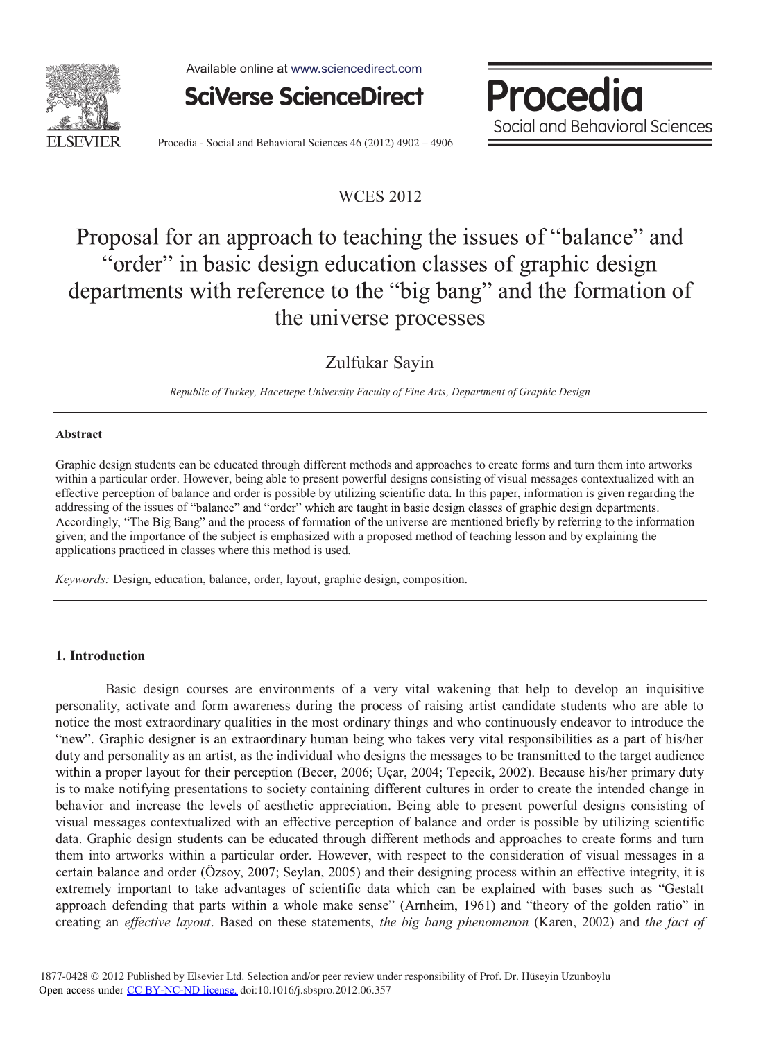WCES 2012

# Proposal for an approach to teaching the issues of "balance" and "order" in basic design education classes of graphic design departments with reference to the "big bang" and the formation of the universe processes

Zulfukar Sayin

*Republic of Turkey, Hacettepe University Faculty of Fine Arts, Department of Graphic Design*

---

**Abstract**

Graphic design students can be educated through different methods and approaches to create forms and turn them into artworks within a particular order. However, being able to present powerful designs consisting of visual messages contextualized with an effective perception of balance and order is possible by utilizing scientific data. In this paper, information is given regarding the addressing of the issues of "balance" and "order" which are taught in basic design classes of graphic design departments. Accordingly, "The Big Bang" and the process of formation of the universe are mentioned briefly by referring to the information given; and the importance of the subject is emphasized with a proposed method of teaching lesson and by explaining the applications practiced in classes where this method is used.

*Keywords:* Design, education, balance, order, layout, graphic design, composition.

---

## 1. Introduction

Basic design courses are environments of a very vital wakening that help to develop an inquisitive personality, activate and form awareness during the process of raising artist candidate students who are able to notice the most extraordinary qualities in the most ordinary things and who continuously endeavor to introduce the "new". Graphic designer is an extraordinary human being who takes very vital responsibilities as a part of his/her duty and personality as an artist, as the individual who designs the messages to be transmitted to the target audience within a proper layout for their perception (Becer, 2006; Uçar, 2004; Tepecik, 2002). Because his/her primary duty is to make notifying presentations to society containing different cultures in order to create the intended change in behavior and increase the levels of aesthetic appreciation. Being able to present powerful designs consisting of visual messages contextualized with an effective perception of balance and order is possible by utilizing scientific data. Graphic design students can be educated through different methods and approaches to create forms and turn them into artworks within a particular order. However, with respect to the consideration of visual messages in a certain balance and order (Özsoy, 2007; Seylan, 2005) and their designing process within an effective integrity, it is extremely important to take advantages of scientific data which can be explained with bases such as "Gestalt approach defending that parts within a whole make sense" (Arnheim, 1961) and "theory of the golden ratio" in creating an *effective layout*. Based on these statements, *the big bang phenomenon* (Karen, 2002) and *the fact of*

1877-0428 © 2012 Published by Elsevier Ltd. Selection and/or peer review under responsibility of Prof. Dr. Hüseyin Uzunboylu
Open access under CC BY-NC-ND license. doi:10.1016/j.sbspro.2012.06.357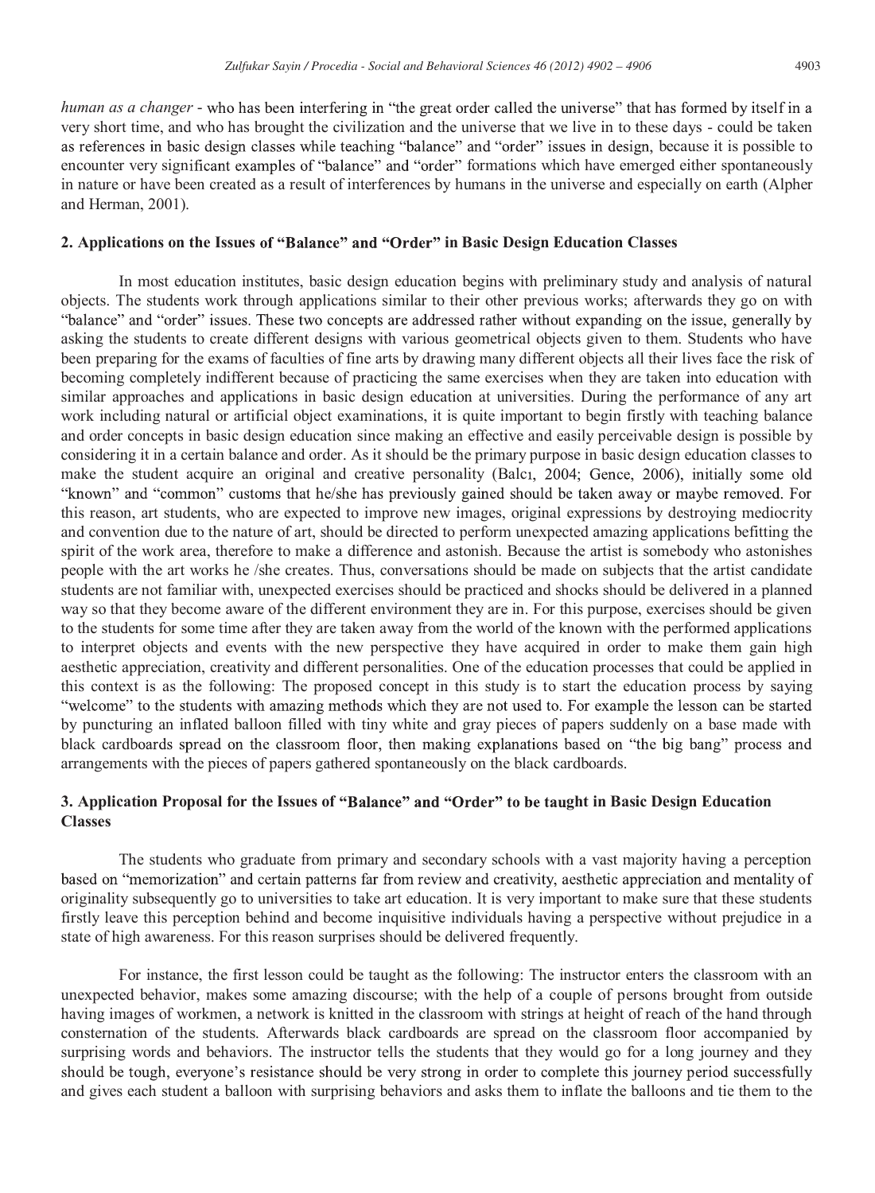*human as a changer* - who has been interfering in "the great order called the universe" that has formed by itself in a very short time, and who has brought the civilization and the universe that we live in to these days - could be taken as references in basic design classes while teaching "balance" and "order" issues in design, because it is possible to encounter very significant examples of "balance" and "order" formations which have emerged either spontaneously in nature or have been created as a result of interferences by humans in the universe and especially on earth (Alpher and Herman, 2001).

## 2. Applications on the Issues of "Balance" and "Order" in Basic Design Education Classes

In most education institutes, basic design education begins with preliminary study and analysis of natural objects. The students work through applications similar to their other previous works; afterwards they go on with "balance" and "order" issues. These two concepts are addressed rather without expanding on the issue, generally by asking the students to create different designs with various geometrical objects given to them. Students who have been preparing for the exams of faculties of fine arts by drawing many different objects all their lives face the risk of becoming completely indifferent because of practicing the same exercises when they are taken into education with similar approaches and applications in basic design education at universities. During the performance of any art work including natural or artificial object examinations, it is quite important to begin firstly with teaching balance and order concepts in basic design education since making an effective and easily perceivable design is possible by considering it in a certain balance and order. As it should be the primary purpose in basic design education classes to make the student acquire an original and creative personality (Balcı, 2004; Gence, 2006), initially some old "known" and "common" customs that he/she has previously gained should be taken away or maybe removed. For this reason, art students, who are expected to improve new images, original expressions by destroying mediocrity and convention due to the nature of art, should be directed to perform unexpected amazing applications befitting the spirit of the work area, therefore to make a difference and astonish. Because the artist is somebody who astonishes people with the art works he /she creates. Thus, conversations should be made on subjects that the artist candidate students are not familiar with, unexpected exercises should be practiced and shocks should be delivered in a planned way so that they become aware of the different environment they are in. For this purpose, exercises should be given to the students for some time after they are taken away from the world of the known with the performed applications to interpret objects and events with the new perspective they have acquired in order to make them gain high aesthetic appreciation, creativity and different personalities. One of the education processes that could be applied in this context is as the following: The proposed concept in this study is to start the education process by saying "welcome" to the students with amazing methods which they are not used to. For example the lesson can be started by puncturing an inflated balloon filled with tiny white and gray pieces of papers suddenly on a base made with black cardboards spread on the classroom floor, then making explanations based on "the big bang" process and arrangements with the pieces of papers gathered spontaneously on the black cardboards.

## 3. Application Proposal for the Issues of "Balance" and "Order" to be taught in Basic Design Education Classes

The students who graduate from primary and secondary schools with a vast majority having a perception based on "memorization" and certain patterns far from review and creativity, aesthetic appreciation and mentality of originality subsequently go to universities to take art education. It is very important to make sure that these students firstly leave this perception behind and become inquisitive individuals having a perspective without prejudice in a state of high awareness. For this reason surprises should be delivered frequently.

For instance, the first lesson could be taught as the following: The instructor enters the classroom with an unexpected behavior, makes some amazing discourse; with the help of a couple of persons brought from outside having images of workmen, a network is knitted in the classroom with strings at height of reach of the hand through consternation of the students. Afterwards black cardboards are spread on the classroom floor accompanied by surprising words and behaviors. The instructor tells the students that they would go for a long journey and they should be tough, everyone's resistance should be very strong in order to complete this journey period successfully and gives each student a balloon with surprising behaviors and asks them to inflate the balloons and tie them to the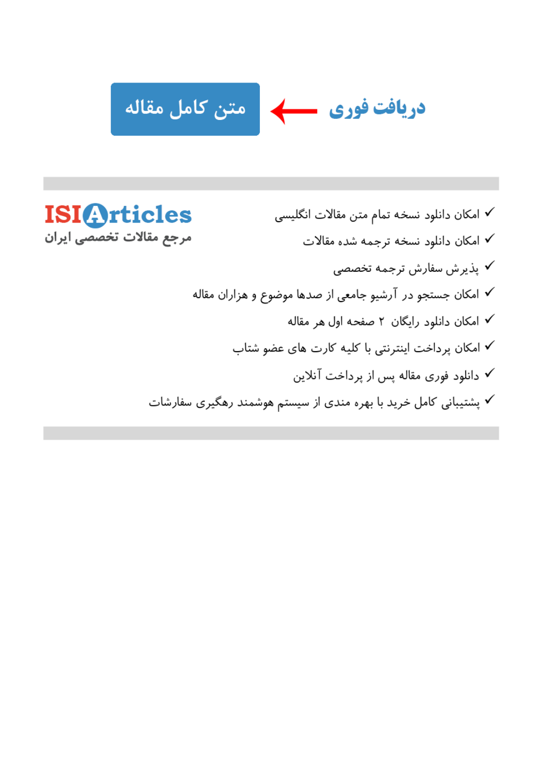دریافت فوری ← متن کامل مقاله

**ISIArticles**
مرجع مقالات تخصصی ایران

- ✓ امکان دانلود نسخه تمام متن مقالات انگلیسی
- ✓ امکان دانلود نسخه ترجمه شده مقالات
- ✓ پذیرش سفارش ترجمه تخصصی
- ✓ امکان جستجو در آرشیو جامعی از صدها موضوع و هزاران مقاله
- ✓ امکان دانلود رایگان ۲ صفحه اول هر مقاله
- ✓ امکان پرداخت اینترنتی با کلیه کارت های عضو شتاب
- ✓ دانلود فوری مقاله پس از پرداخت آنلاین
- ✓ پشتیبانی کامل خرید با بهره مندی از سیستم هوشمند رهگیری سفارشات